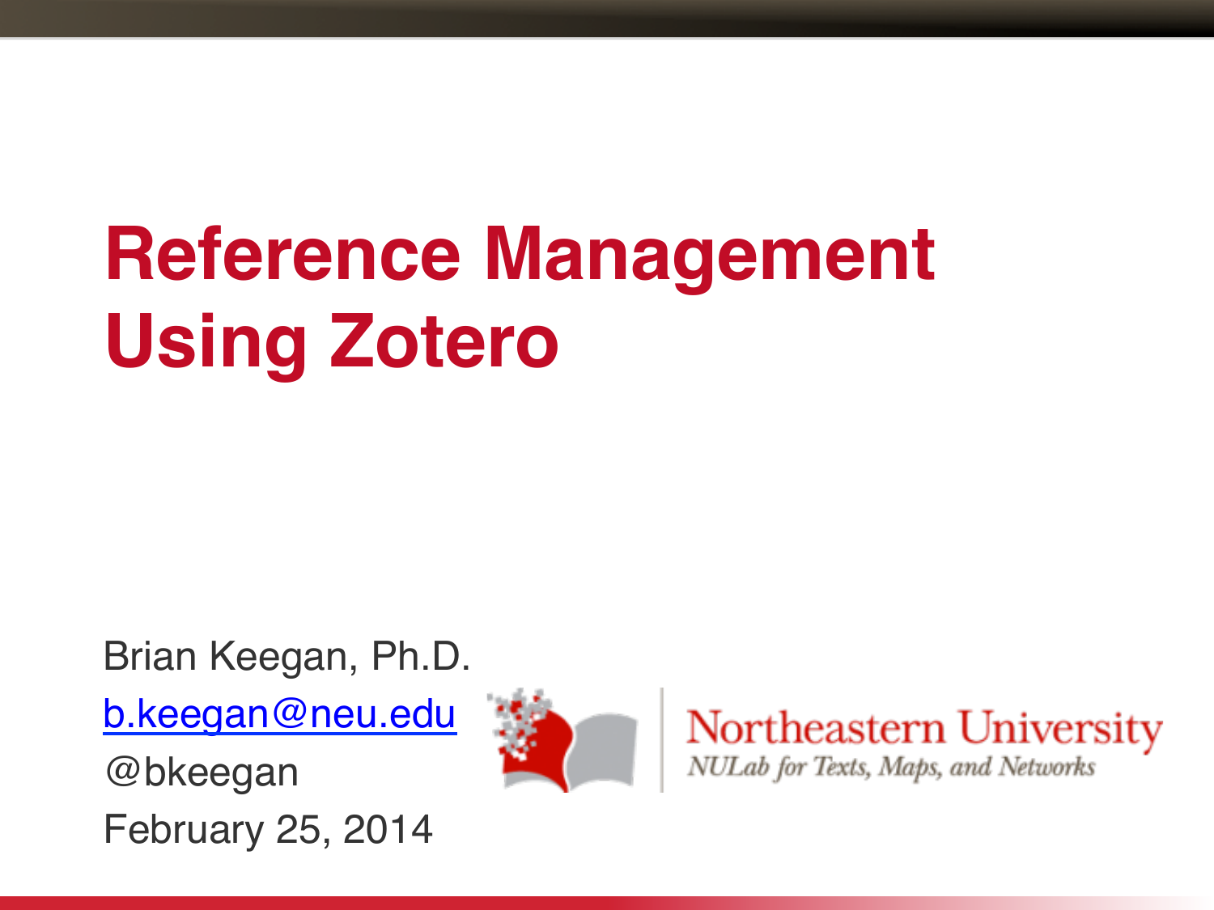# Reference Management Using Zotero

Brian Keegan, Ph.D.

b.keegan@neu.edu

@bkeegan

February 25, 2014

Northeastern University

*NULab for Texts, Maps, and Networks*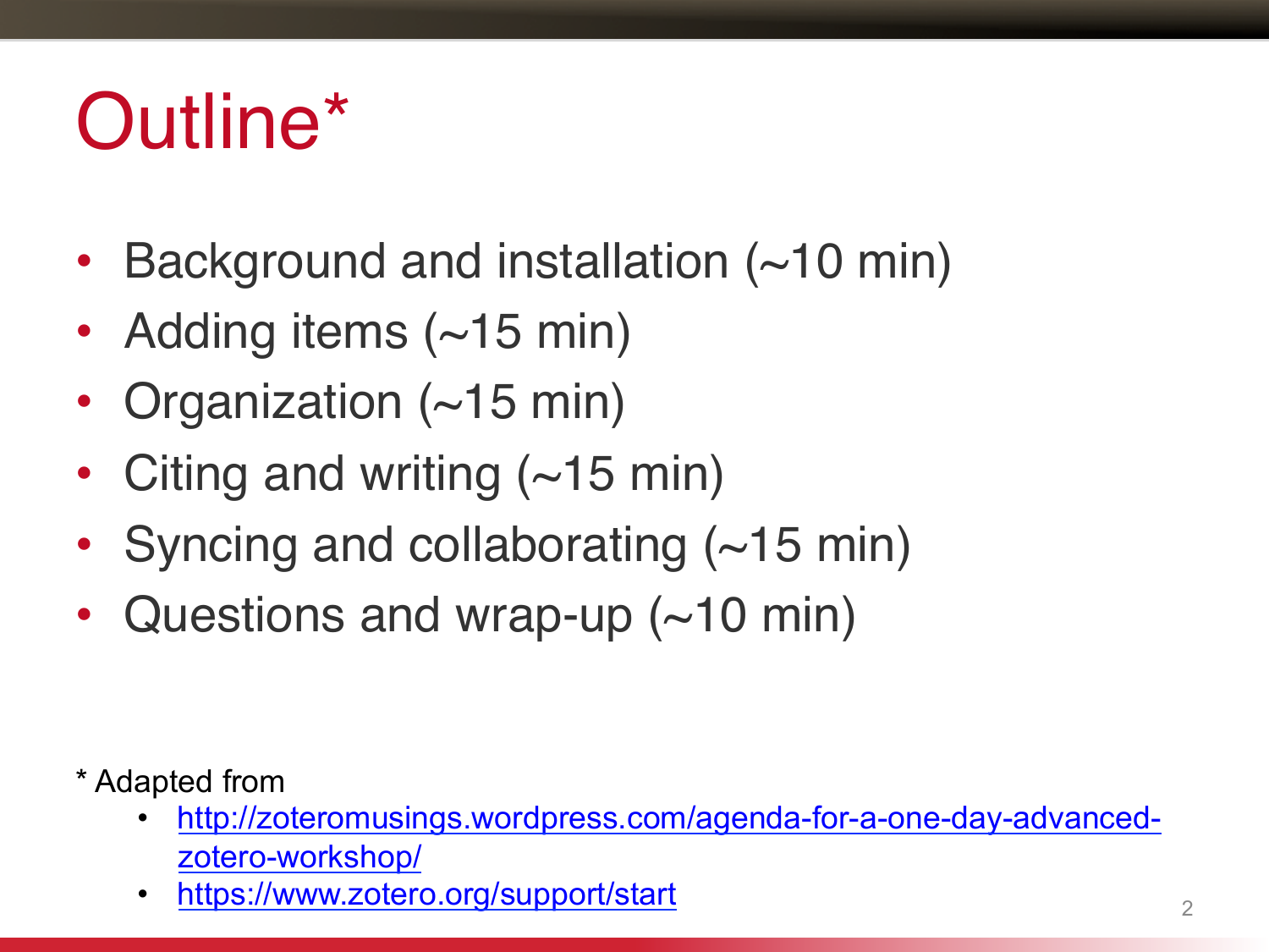# Outline*

- Background and installation (~10 min)
- Adding items (~15 min)
- Organization (~15 min)
- Citing and writing (~15 min)
- Syncing and collaborating (~15 min)
- Questions and wrap-up (~10 min)

* Adapted from
  - http://zoteromusings.wordpress.com/agenda-for-a-one-day-advanced-zotero-workshop/
  - https://www.zotero.org/support/start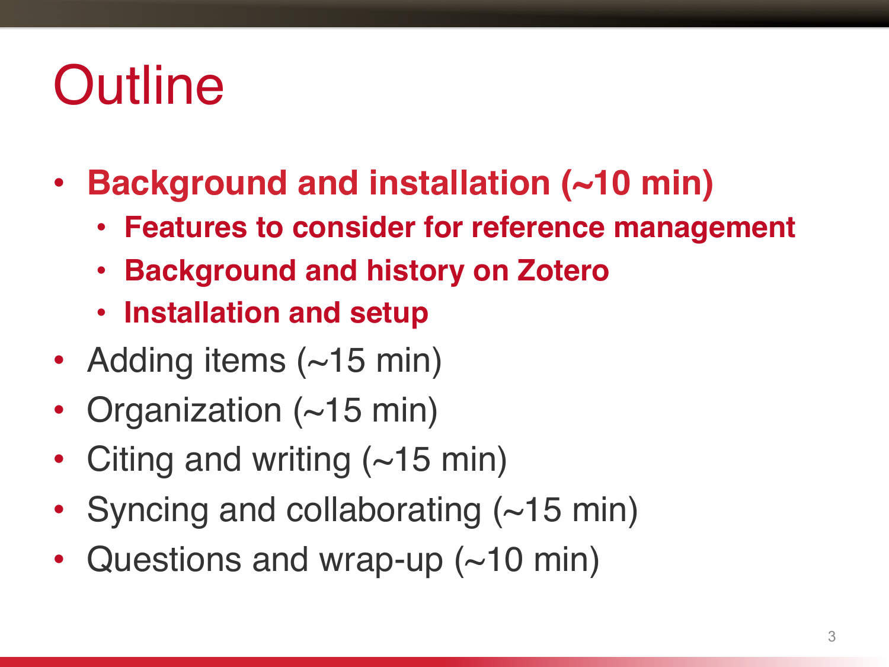# Outline

- **Background and installation (~10 min)**
  - **Features to consider for reference management**
  - **Background and history on Zotero**
  - **Installation and setup**
- Adding items (~15 min)
- Organization (~15 min)
- Citing and writing (~15 min)
- Syncing and collaborating (~15 min)
- Questions and wrap-up (~10 min)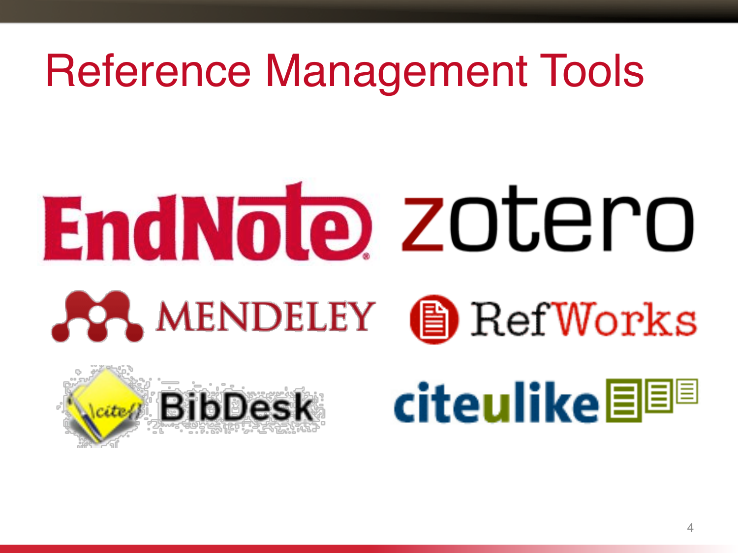# Reference Management Tools

EndNote

zotero

MENDELEY

RefWorks

BibDesk

citeulike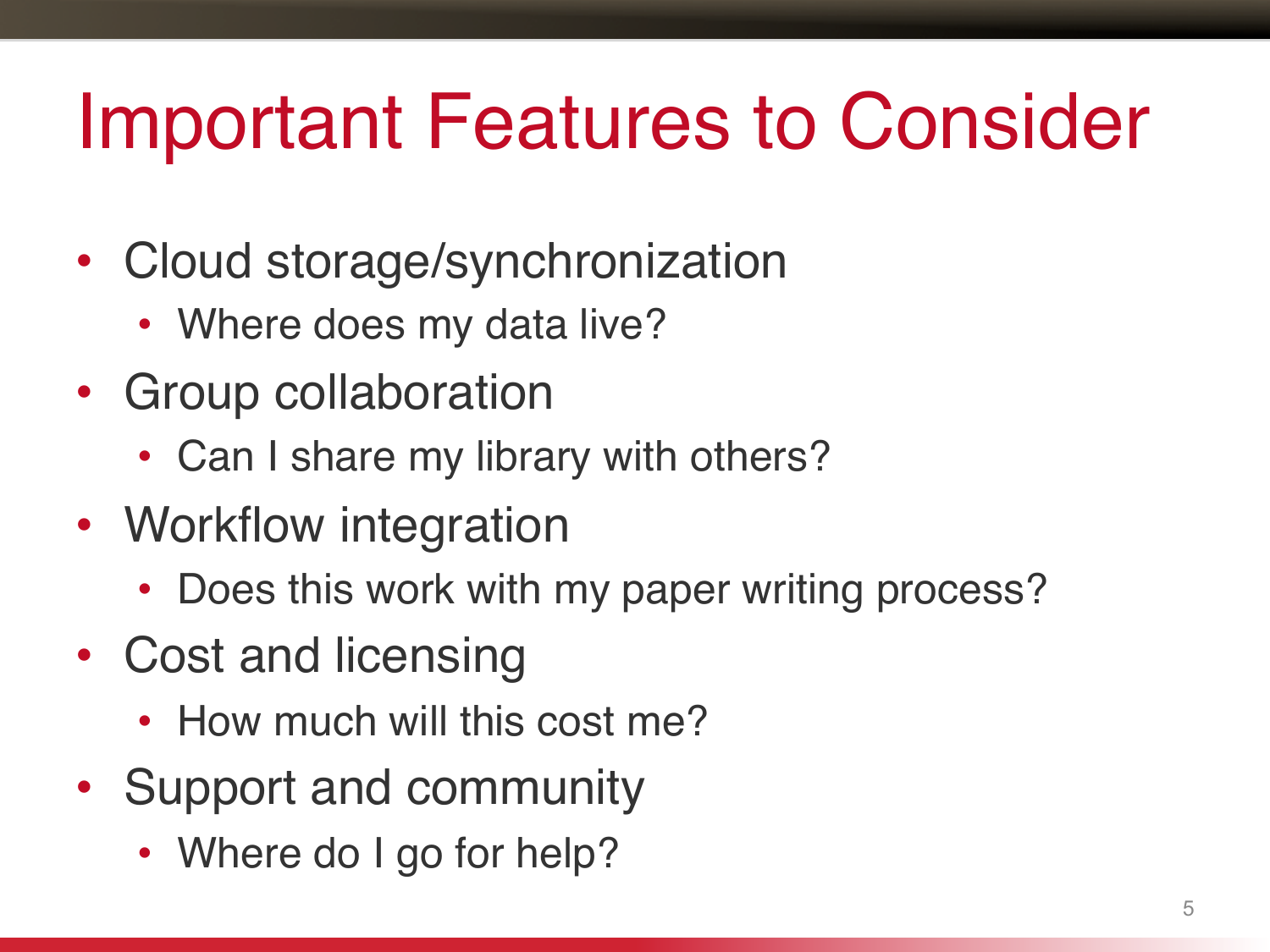# Important Features to Consider

- Cloud storage/synchronization
  - Where does my data live?
- Group collaboration
  - Can I share my library with others?
- Workflow integration
  - Does this work with my paper writing process?
- Cost and licensing
  - How much will this cost me?
- Support and community
  - Where do I go for help?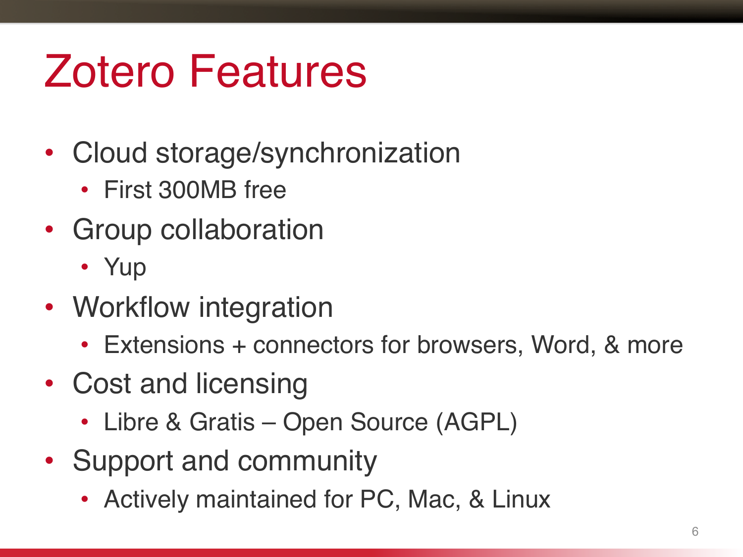# Zotero Features

- Cloud storage/synchronization
  - First 300MB free
- Group collaboration
  - Yup
- Workflow integration
  - Extensions + connectors for browsers, Word, & more
- Cost and licensing
  - Libre & Gratis – Open Source (AGPL)
- Support and community
  - Actively maintained for PC, Mac, & Linux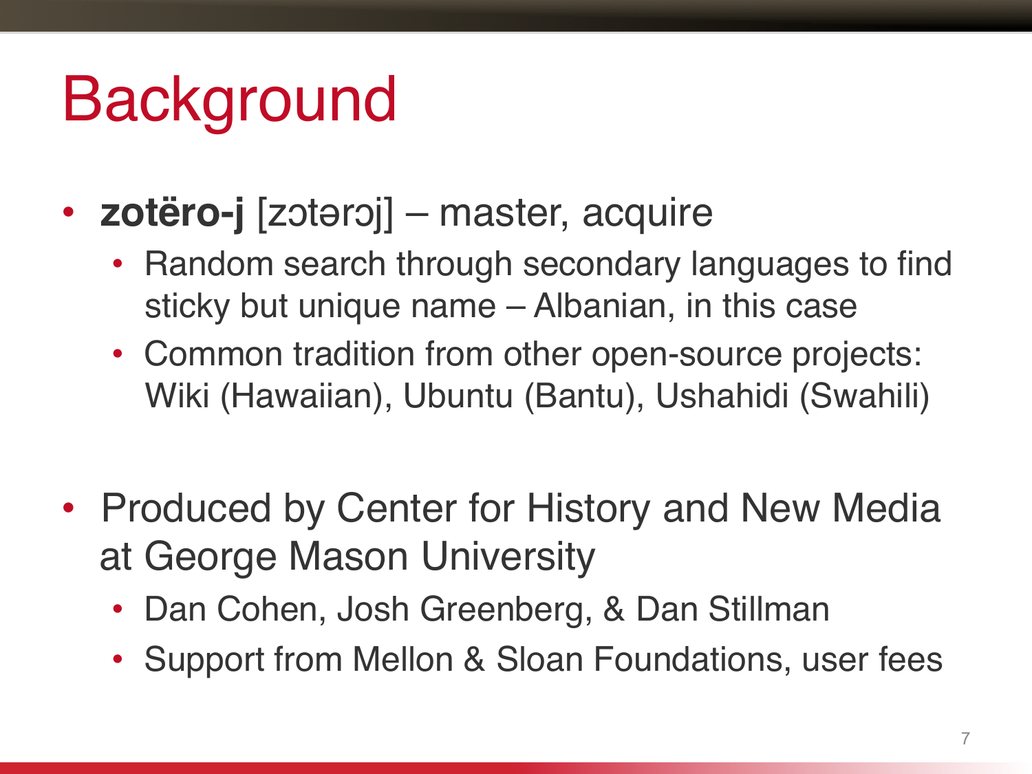# Background

- **zotëro-j** [zɔtərɔj] – master, acquire
  - Random search through secondary languages to find sticky but unique name – Albanian, in this case
  - Common tradition from other open-source projects: Wiki (Hawaiian), Ubuntu (Bantu), Ushahidi (Swahili)

- Produced by Center for History and New Media at George Mason University
  - Dan Cohen, Josh Greenberg, & Dan Stillman
  - Support from Mellon & Sloan Foundations, user fees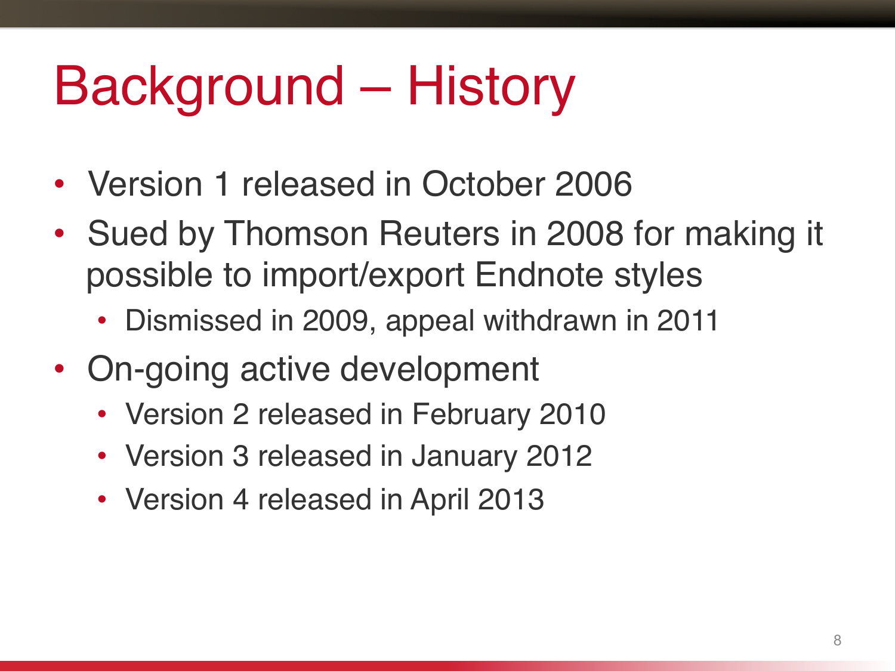# Background – History

- Version 1 released in October 2006
- Sued by Thomson Reuters in 2008 for making it possible to import/export Endnote styles
  - Dismissed in 2009, appeal withdrawn in 2011
- On-going active development
  - Version 2 released in February 2010
  - Version 3 released in January 2012
  - Version 4 released in April 2013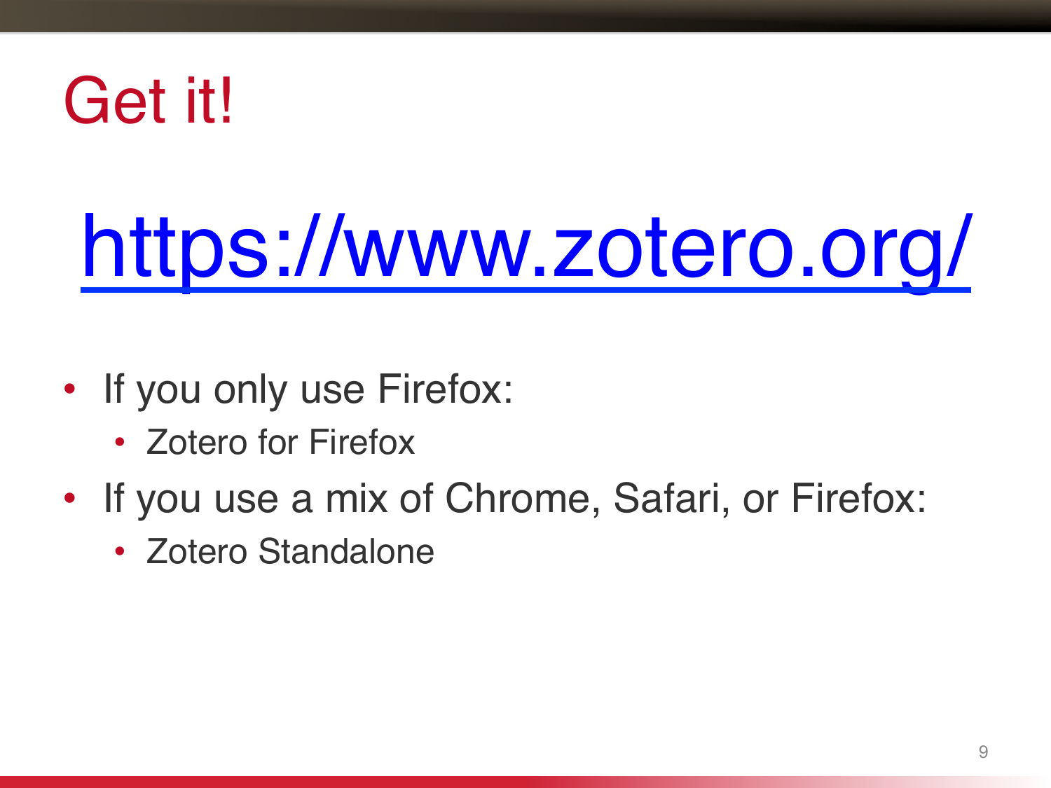# Get it!

## https://www.zotero.org/

- If you only use Firefox:
  - Zotero for Firefox
- If you use a mix of Chrome, Safari, or Firefox:
  - Zotero Standalone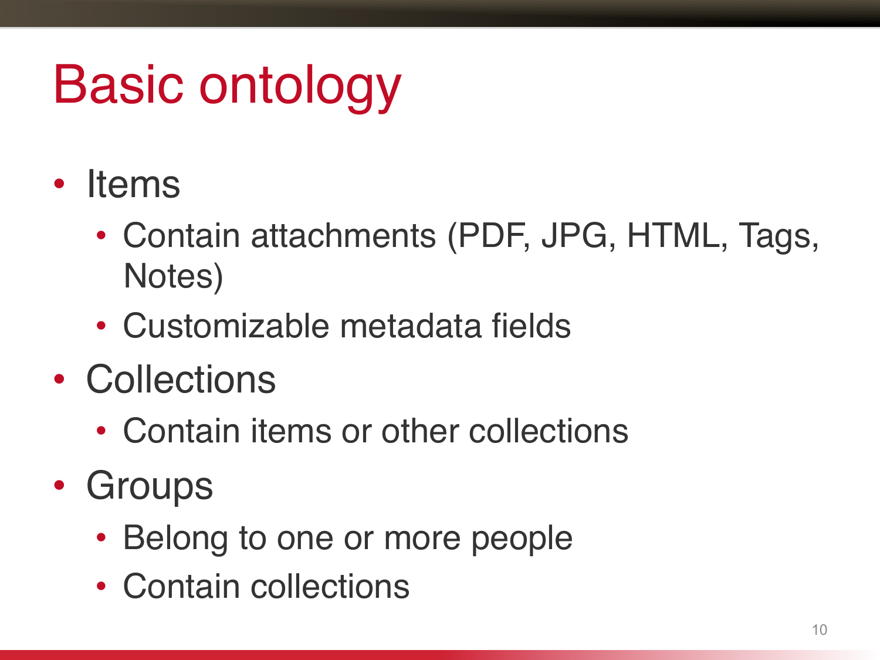# Basic ontology

- Items
  - Contain attachments (PDF, JPG, HTML, Tags, Notes)
  - Customizable metadata fields
- Collections
  - Contain items or other collections
- Groups
  - Belong to one or more people
  - Contain collections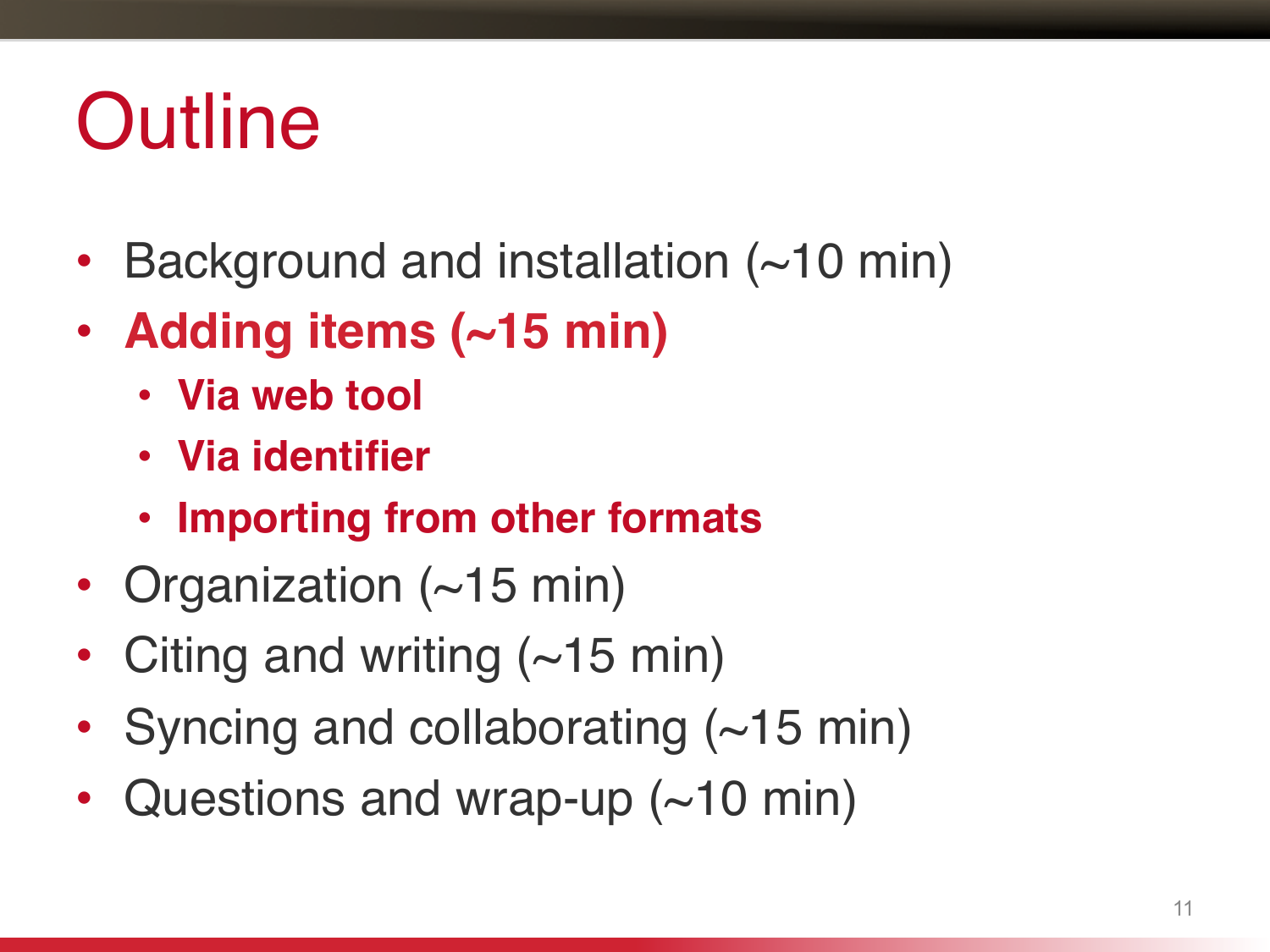# Outline

- Background and installation (~10 min)
- **Adding items (~15 min)**
  - **Via web tool**
  - **Via identifier**
  - **Importing from other formats**
- Organization (~15 min)
- Citing and writing (~15 min)
- Syncing and collaborating (~15 min)
- Questions and wrap-up (~10 min)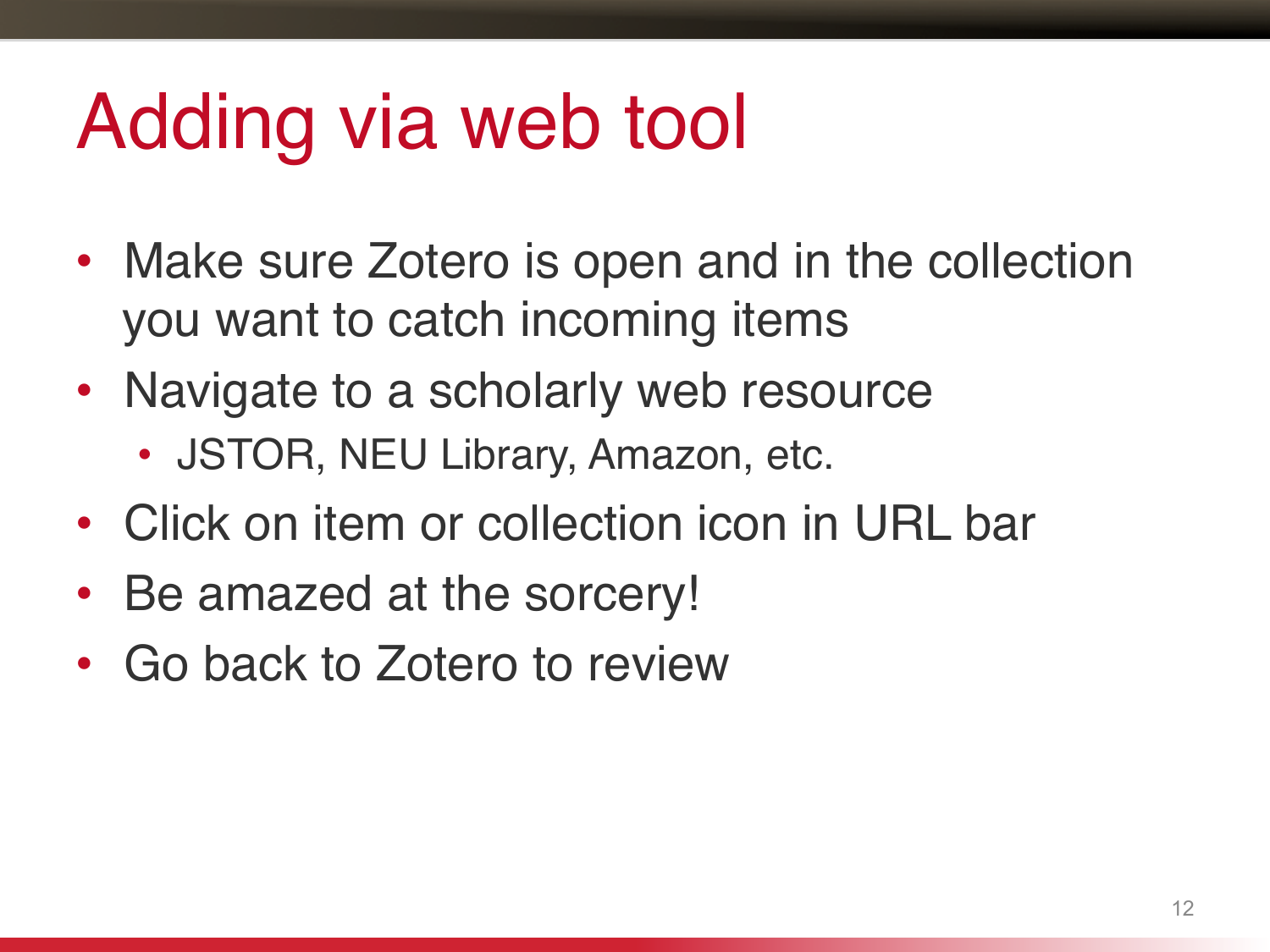# Adding via web tool

- Make sure Zotero is open and in the collection you want to catch incoming items
- Navigate to a scholarly web resource
  - JSTOR, NEU Library, Amazon, etc.
- Click on item or collection icon in URL bar
- Be amazed at the sorcery!
- Go back to Zotero to review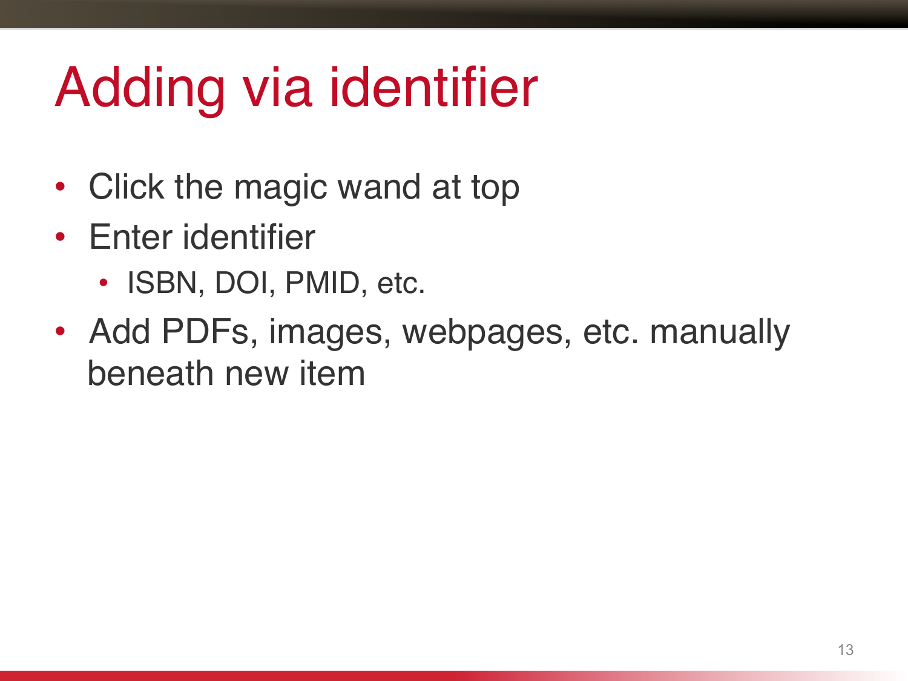# Adding via identifier

- Click the magic wand at top
- Enter identifier
  - ISBN, DOI, PMID, etc.
- Add PDFs, images, webpages, etc. manually beneath new item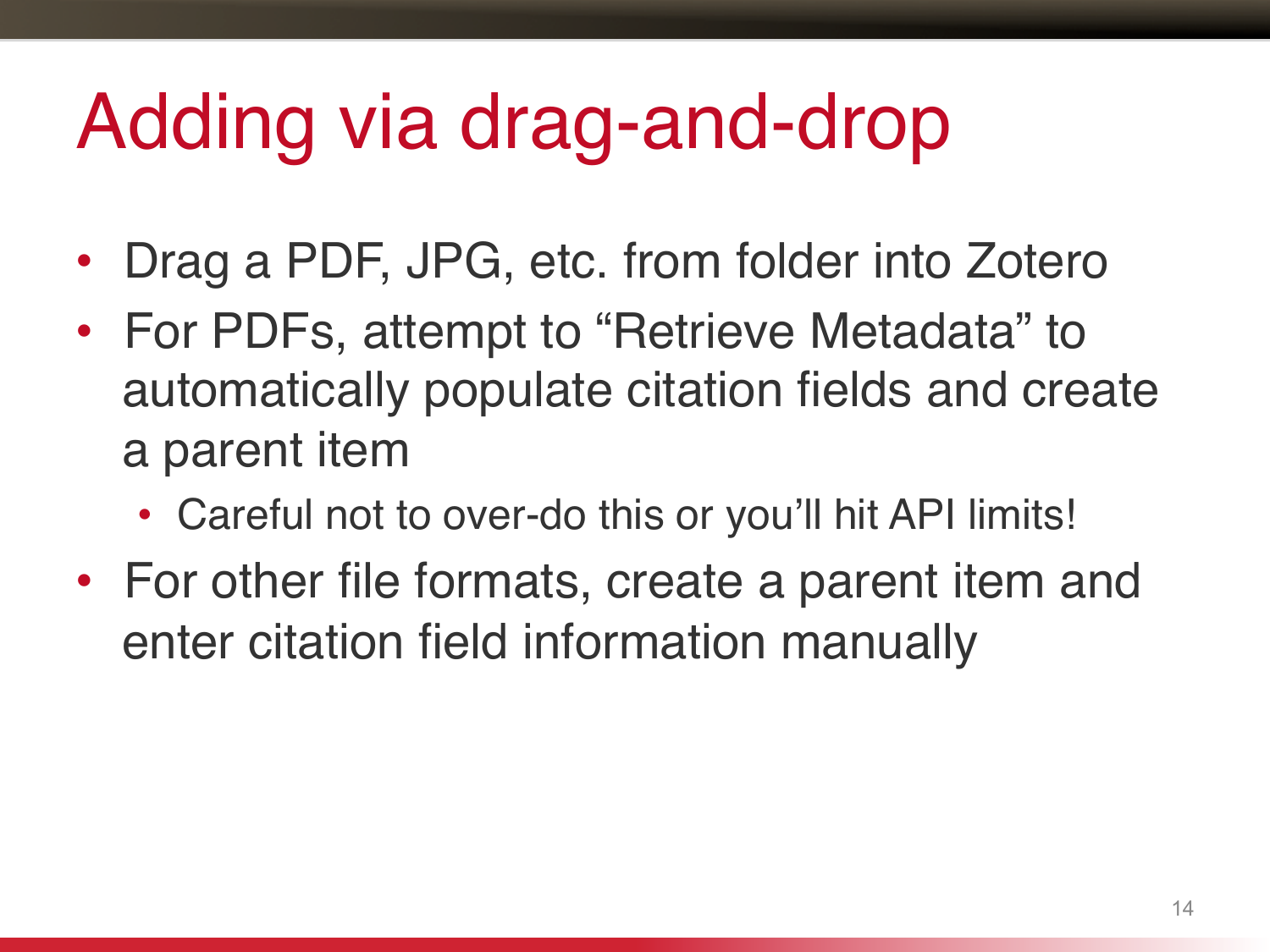# Adding via drag-and-drop

- Drag a PDF, JPG, etc. from folder into Zotero
- For PDFs, attempt to “Retrieve Metadata” to automatically populate citation fields and create a parent item
  - Careful not to over-do this or you’ll hit API limits!
- For other file formats, create a parent item and enter citation field information manually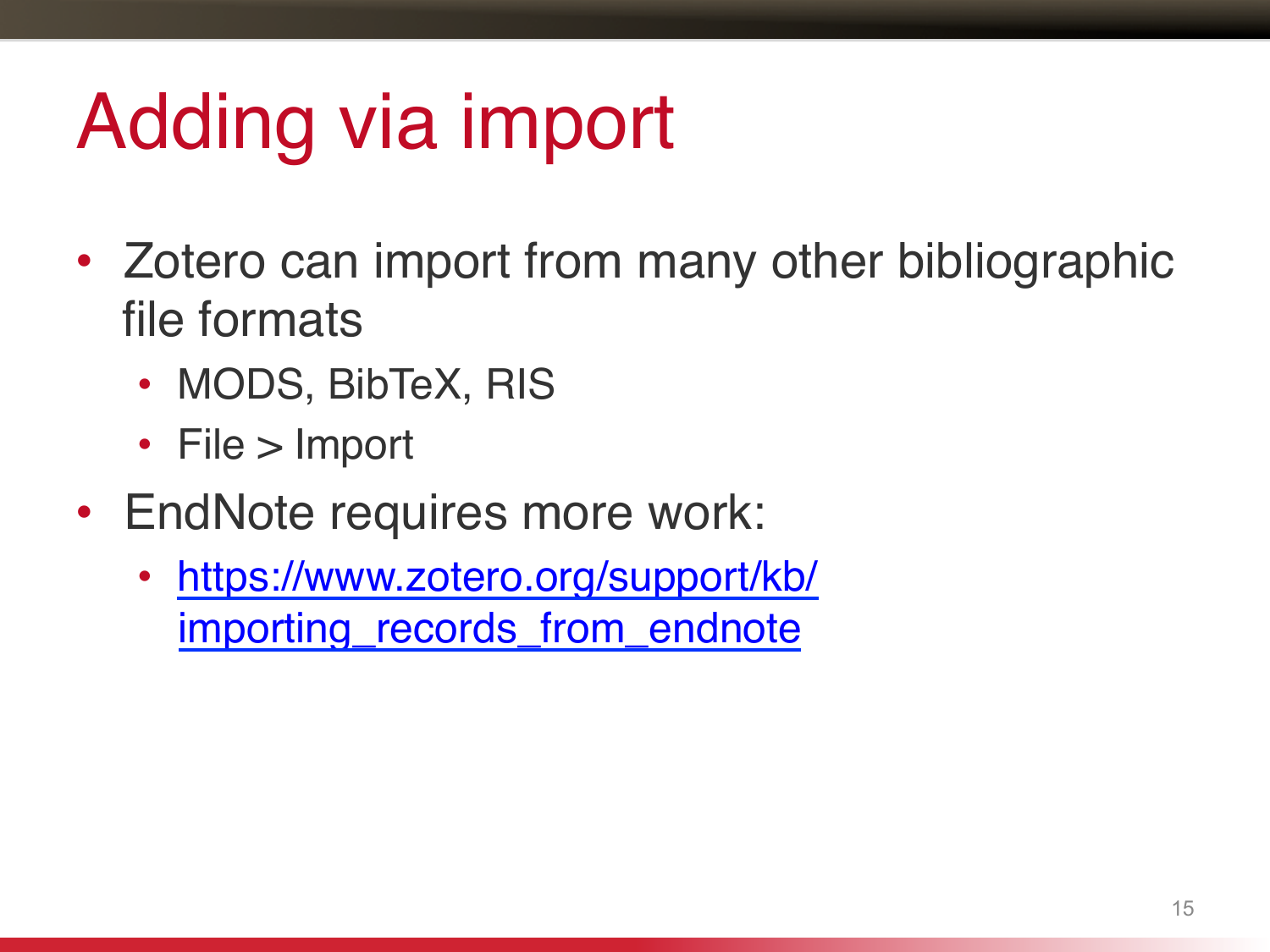# Adding via import

- Zotero can import from many other bibliographic file formats
  - MODS, BibTeX, RIS
  - File > Import
- EndNote requires more work:
  - [https://www.zotero.org/support/kb/importing_records_from_endnote](https://www.zotero.org/support/kb/importing_records_from_endnote)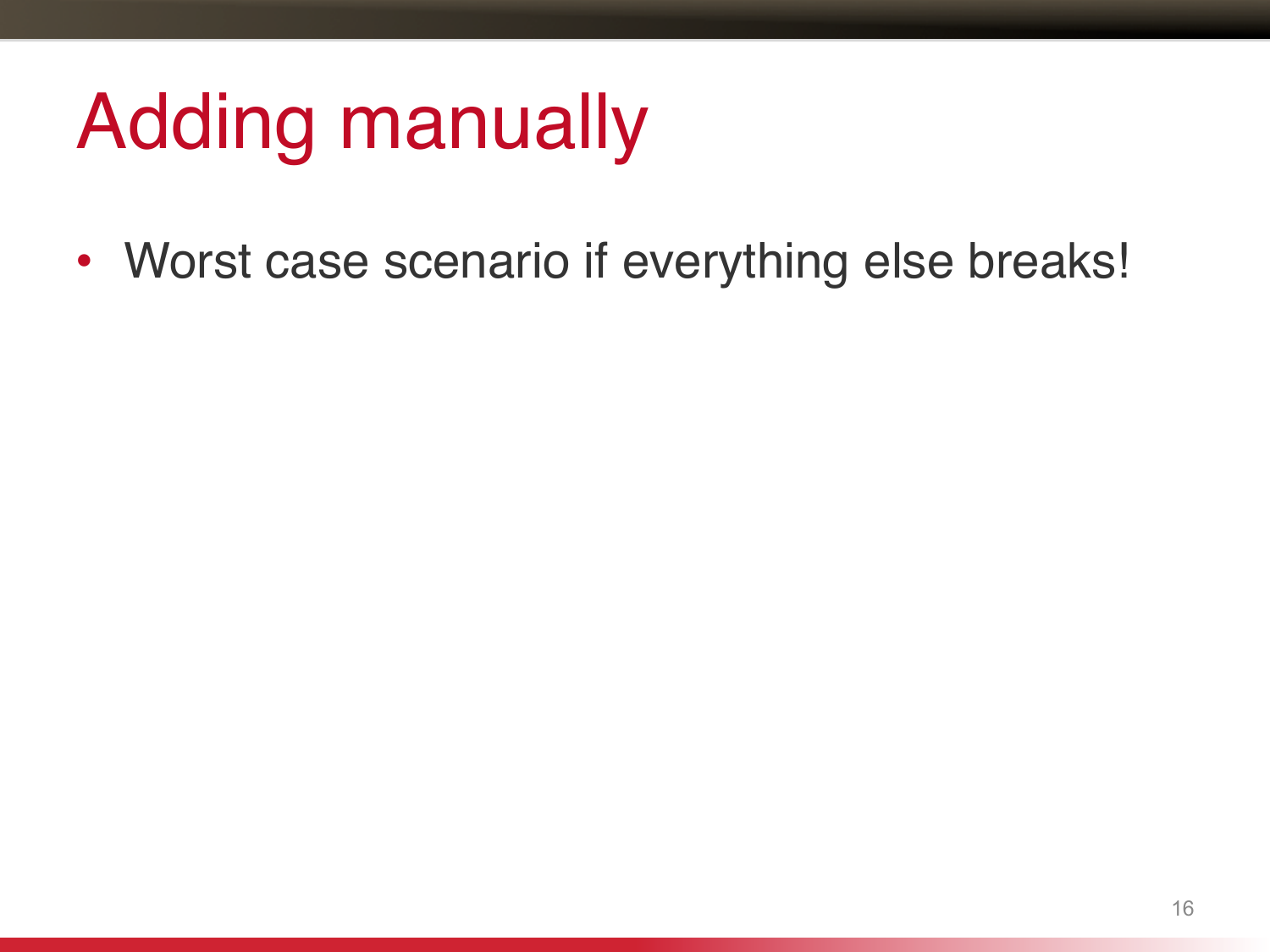# Adding manually

- Worst case scenario if everything else breaks!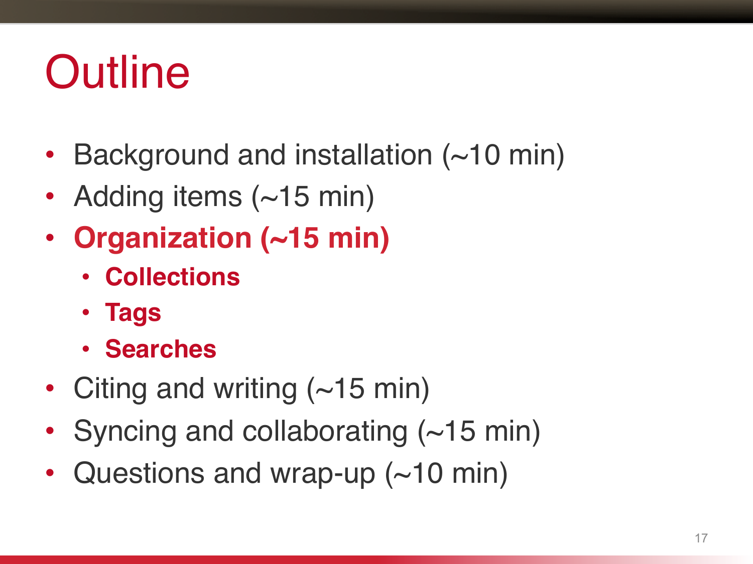# Outline

- Background and installation (~10 min)
- Adding items (~15 min)
- **Organization (~15 min)**
  - **Collections**
  - **Tags**
  - **Searches**
- Citing and writing (~15 min)
- Syncing and collaborating (~15 min)
- Questions and wrap-up (~10 min)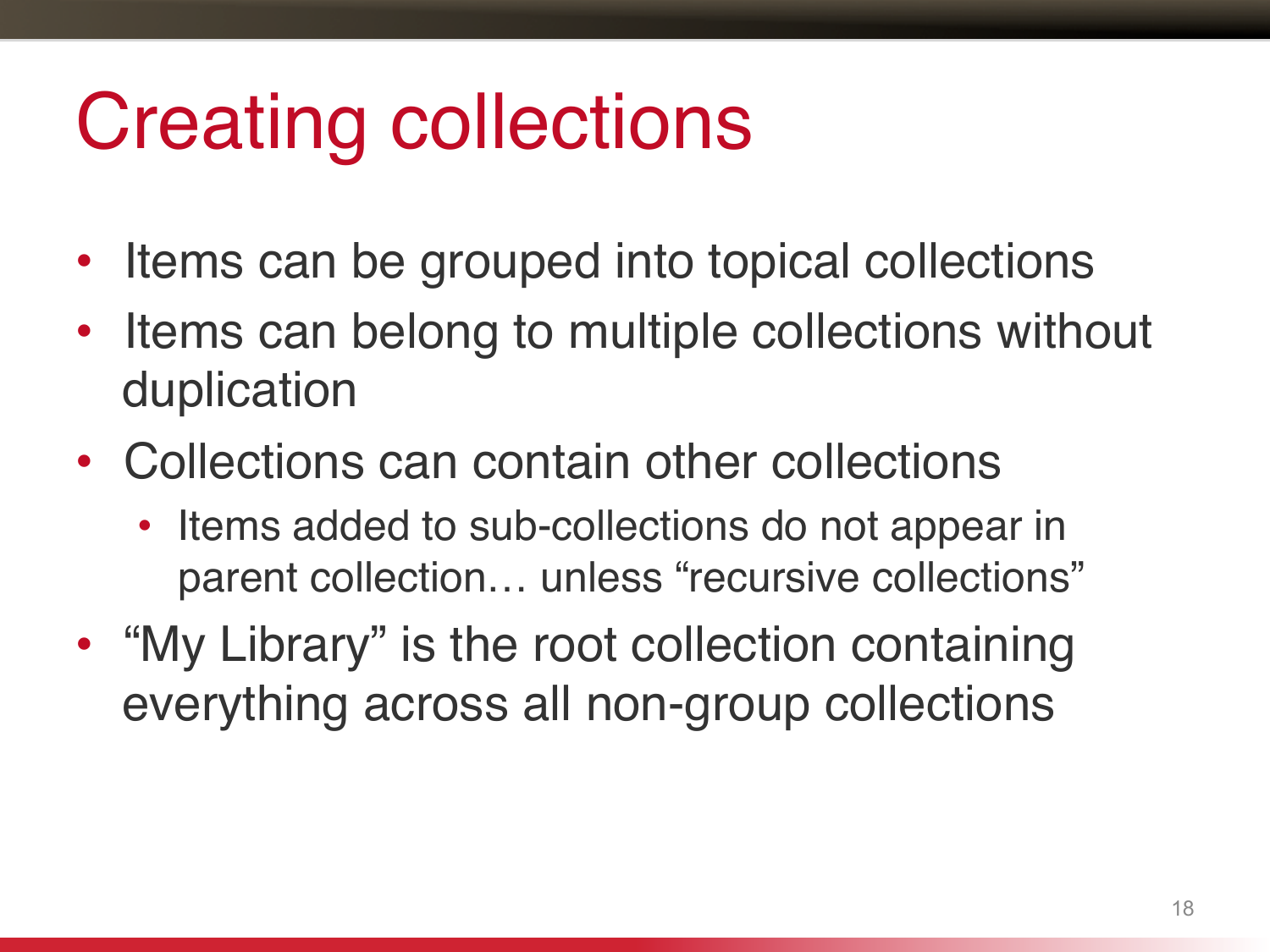# Creating collections

- Items can be grouped into topical collections
- Items can belong to multiple collections without duplication
- Collections can contain other collections
  - Items added to sub-collections do not appear in parent collection… unless "recursive collections"
- "My Library" is the root collection containing everything across all non-group collections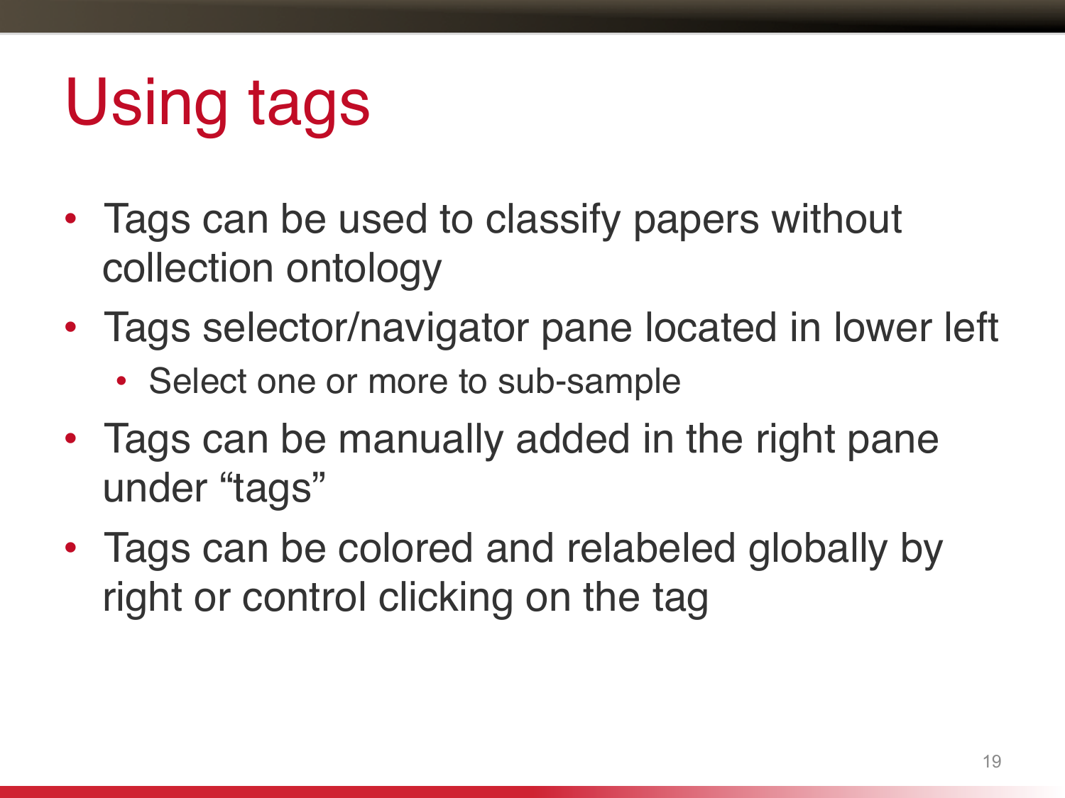# Using tags

- Tags can be used to classify papers without collection ontology
- Tags selector/navigator pane located in lower left
  - Select one or more to sub-sample
- Tags can be manually added in the right pane under “tags”
- Tags can be colored and relabeled globally by right or control clicking on the tag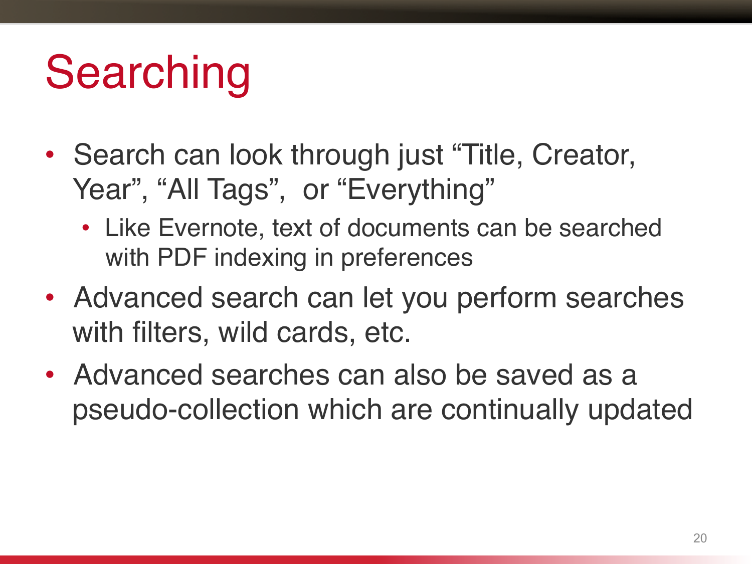# Searching

- Search can look through just “Title, Creator, Year”, “All Tags”,  or “Everything”
  - Like Evernote, text of documents can be searched with PDF indexing in preferences
- Advanced search can let you perform searches with filters, wild cards, etc.
- Advanced searches can also be saved as a pseudo-collection which are continually updated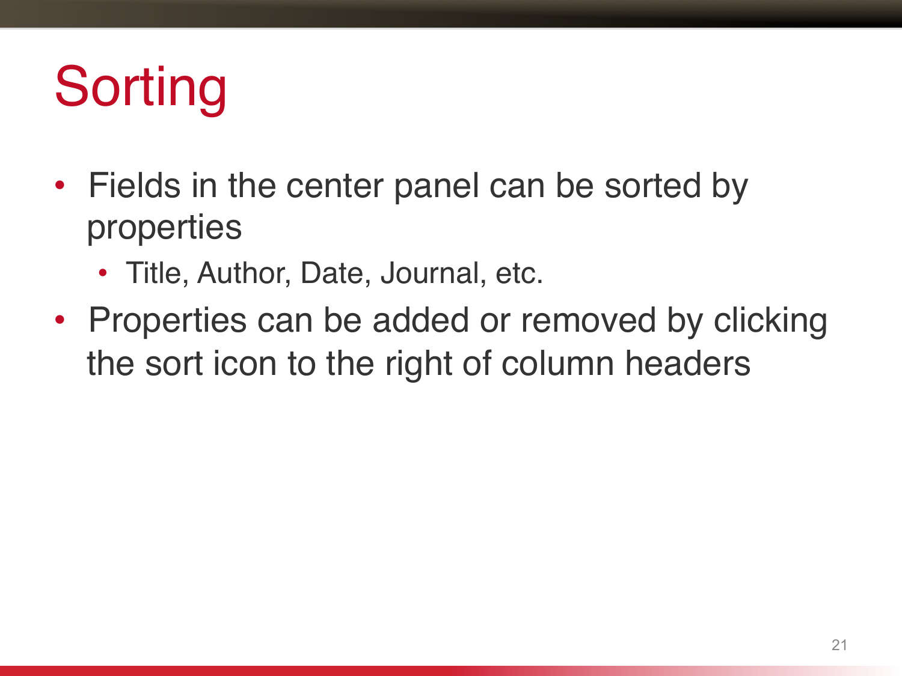# Sorting

- Fields in the center panel can be sorted by properties
  - Title, Author, Date, Journal, etc.
- Properties can be added or removed by clicking the sort icon to the right of column headers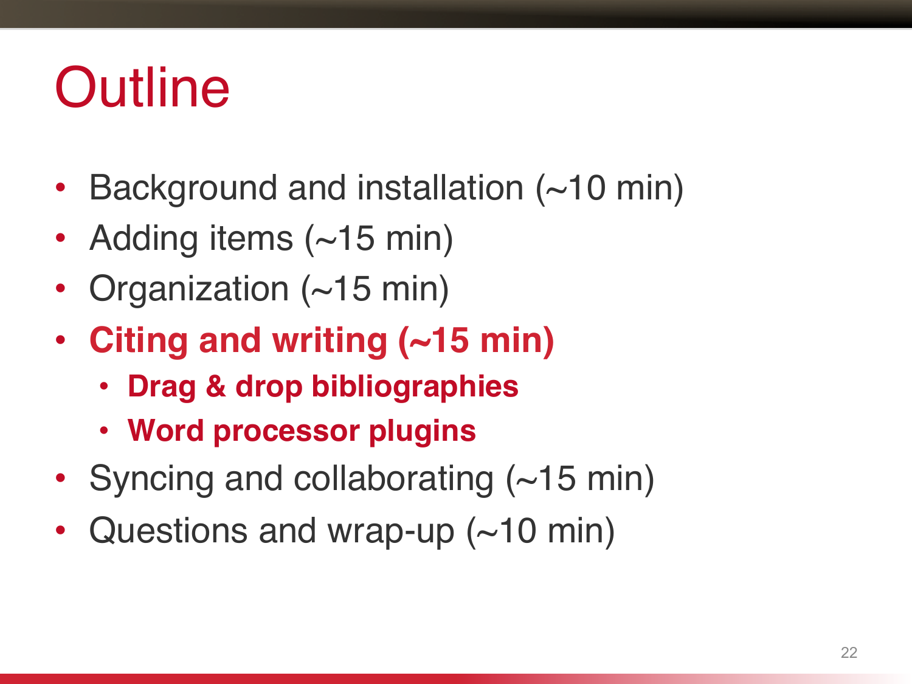# Outline

- Background and installation (~10 min)
- Adding items (~15 min)
- Organization (~15 min)
- **Citing and writing (~15 min)**
  - **Drag & drop bibliographies**
  - **Word processor plugins**
- Syncing and collaborating (~15 min)
- Questions and wrap-up (~10 min)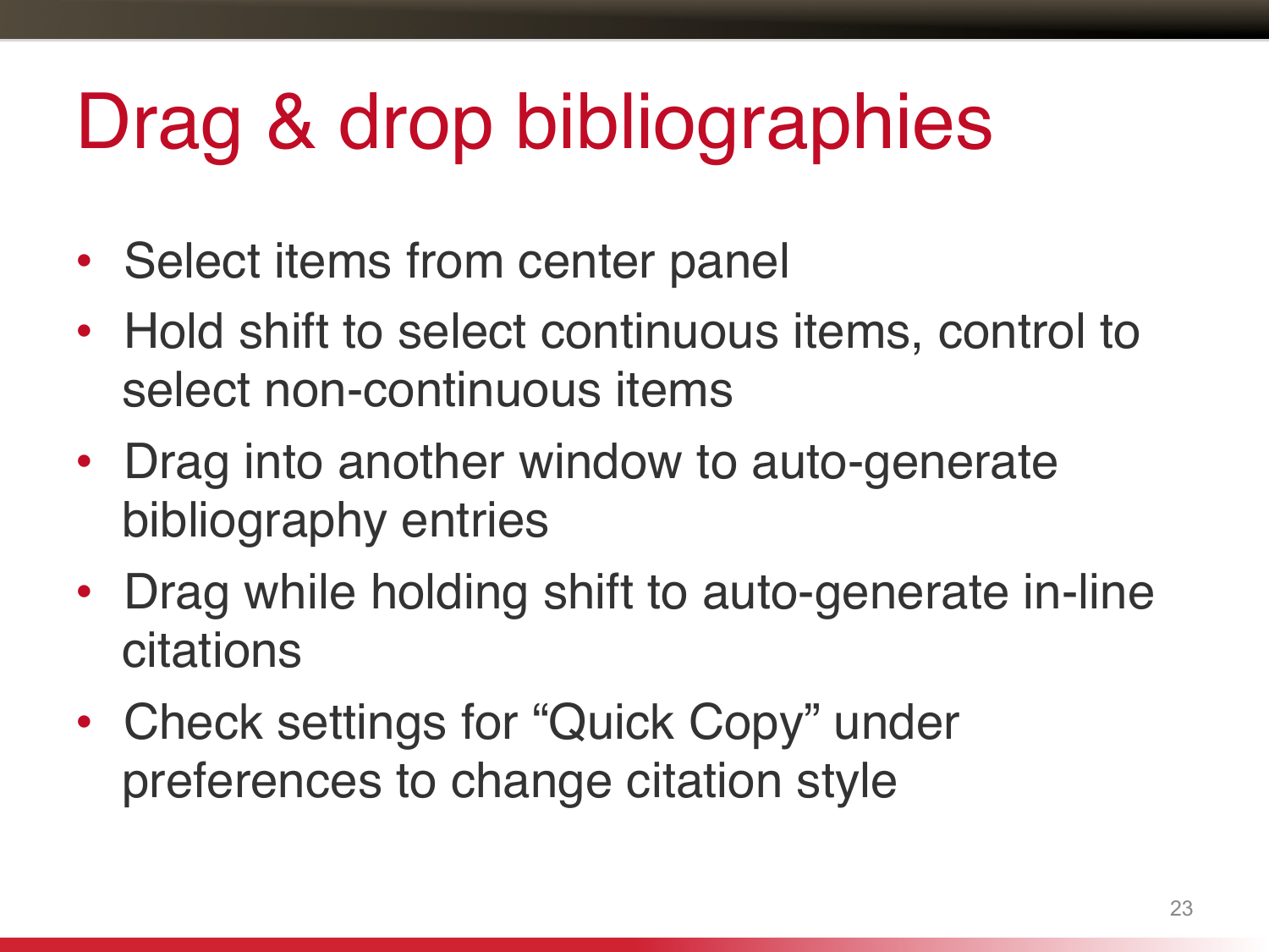# Drag & drop bibliographies

- Select items from center panel
- Hold shift to select continuous items, control to select non-continuous items
- Drag into another window to auto-generate bibliography entries
- Drag while holding shift to auto-generate in-line citations
- Check settings for “Quick Copy” under preferences to change citation style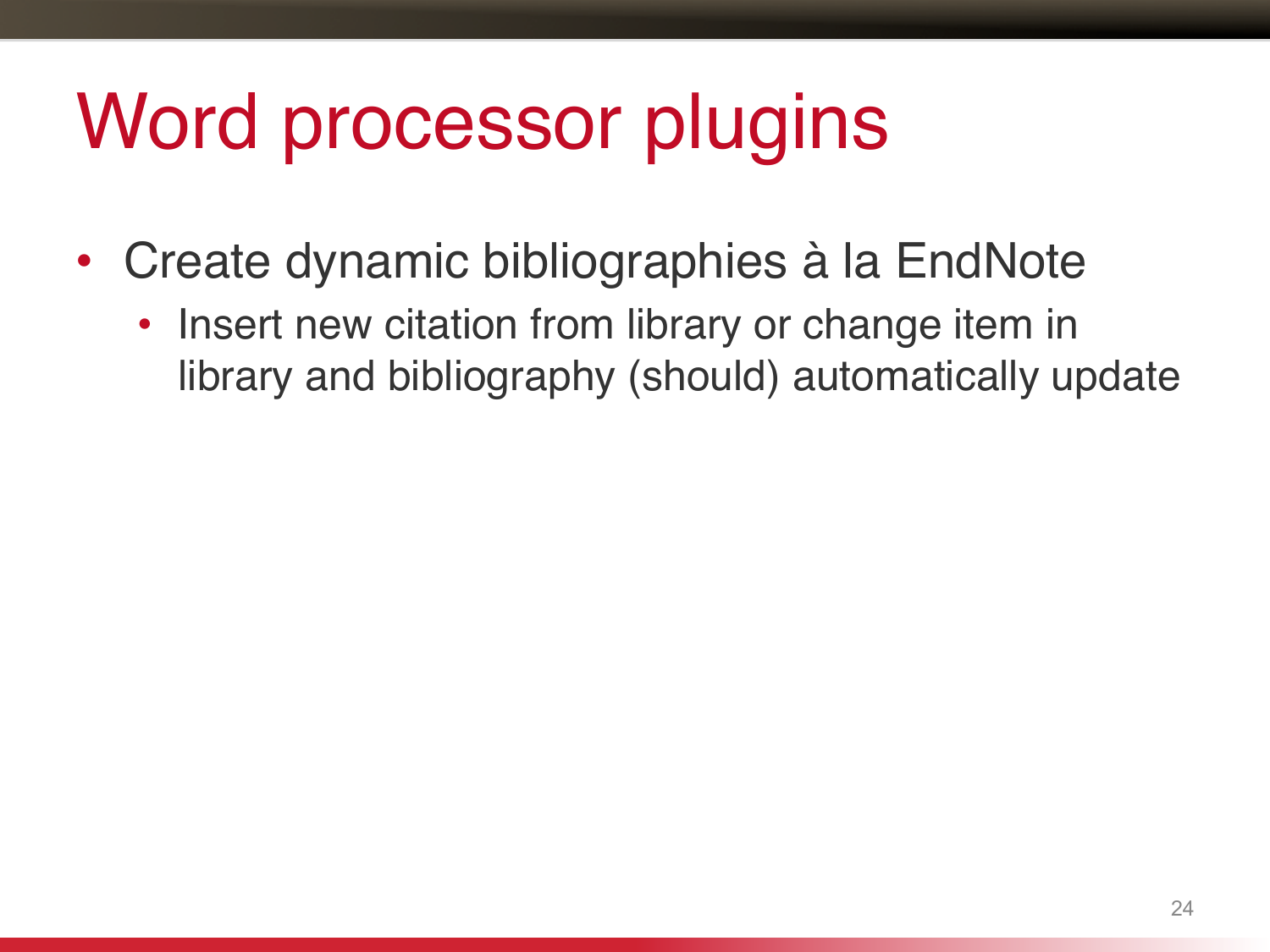# Word processor plugins

- Create dynamic bibliographies à la EndNote
  - Insert new citation from library or change item in library and bibliography (should) automatically update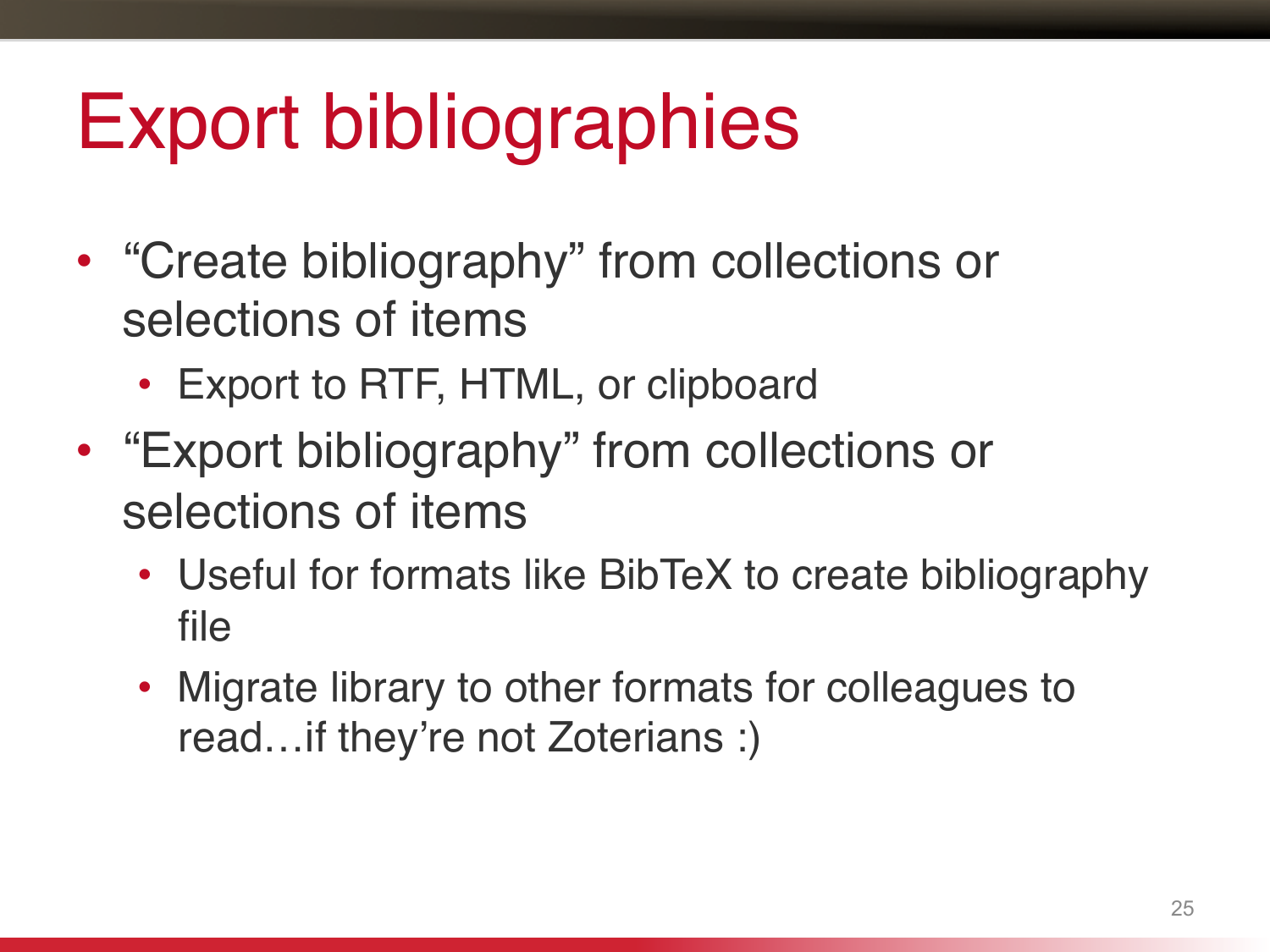# Export bibliographies

- “Create bibliography” from collections or selections of items
  - Export to RTF, HTML, or clipboard
- “Export bibliography” from collections or selections of items
  - Useful for formats like BibTeX to create bibliography file
  - Migrate library to other formats for colleagues to read…if they’re not Zoterians :)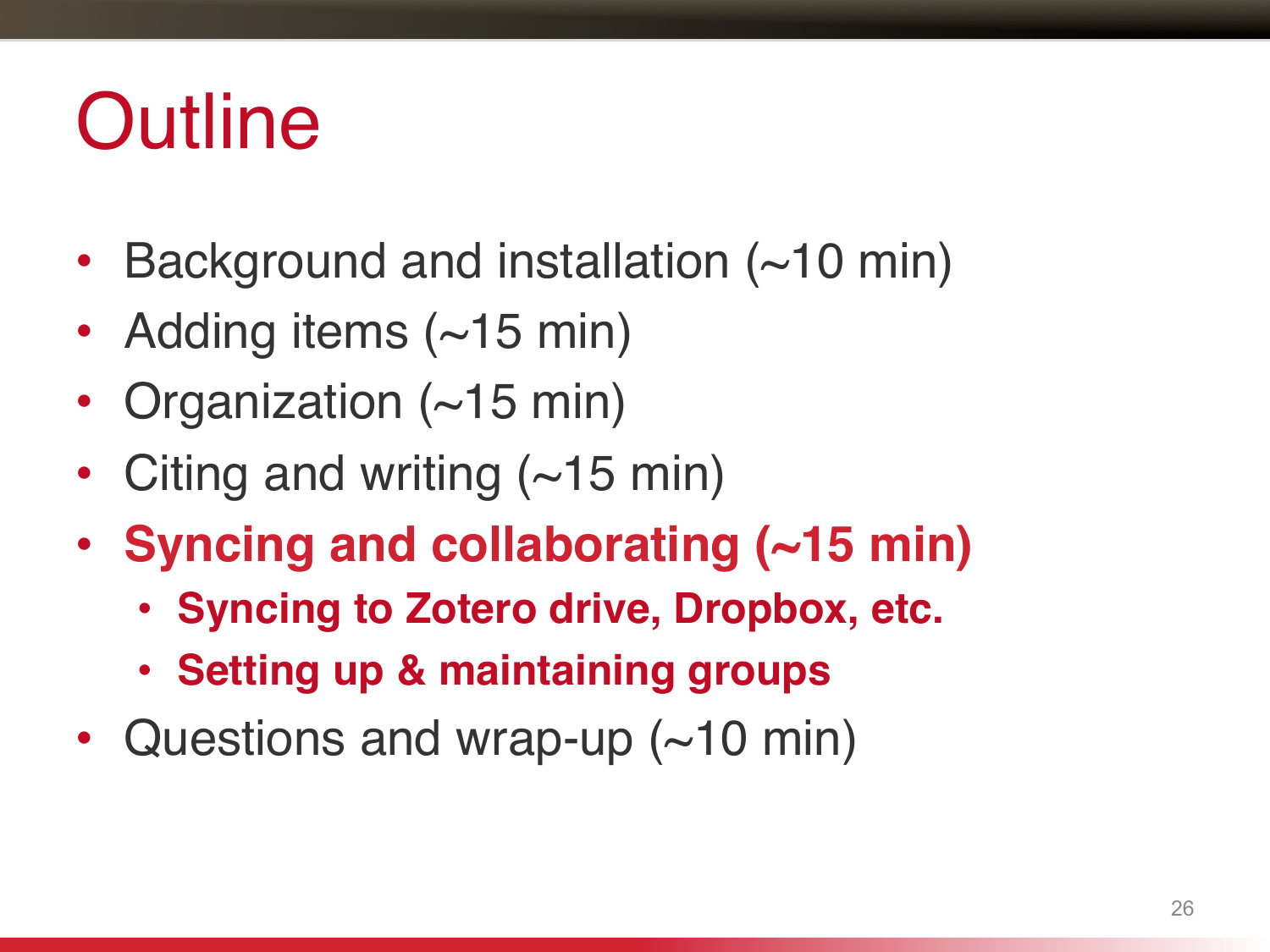# Outline

- Background and installation (~10 min)
- Adding items (~15 min)
- Organization (~15 min)
- Citing and writing (~15 min)
- **Syncing and collaborating (~15 min)**
  - **Syncing to Zotero drive, Dropbox, etc.**
  - **Setting up & maintaining groups**
- Questions and wrap-up (~10 min)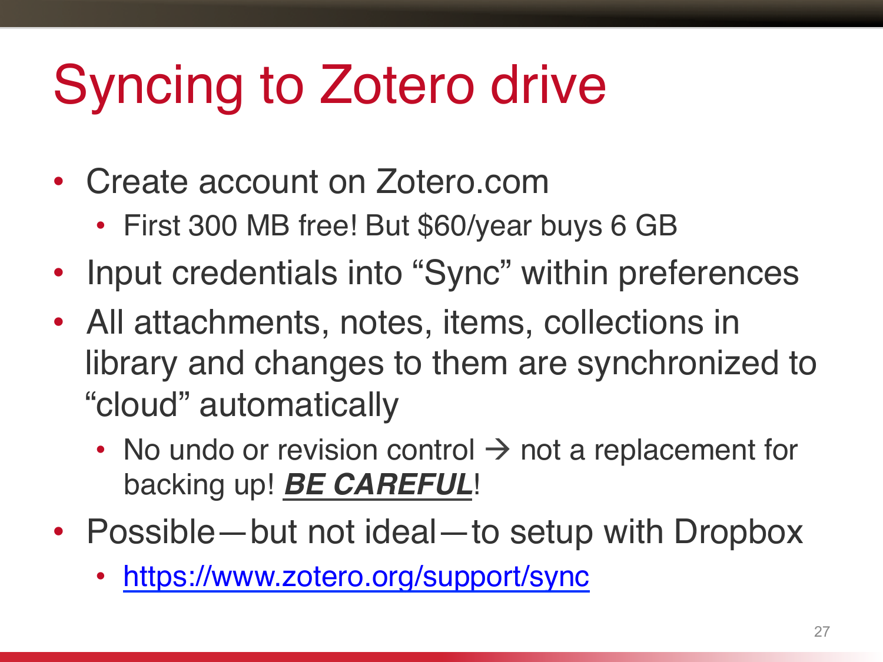# Syncing to Zotero drive

- Create account on Zotero.com
  - First 300 MB free! But $60/year buys 6 GB
- Input credentials into "Sync" within preferences
- All attachments, notes, items, collections in library and changes to them are synchronized to "cloud" automatically
  - No undo or revision control → not a replacement for backing up! ***BE CAREFUL***!
- Possible—but not ideal—to setup with Dropbox
  - https://www.zotero.org/support/sync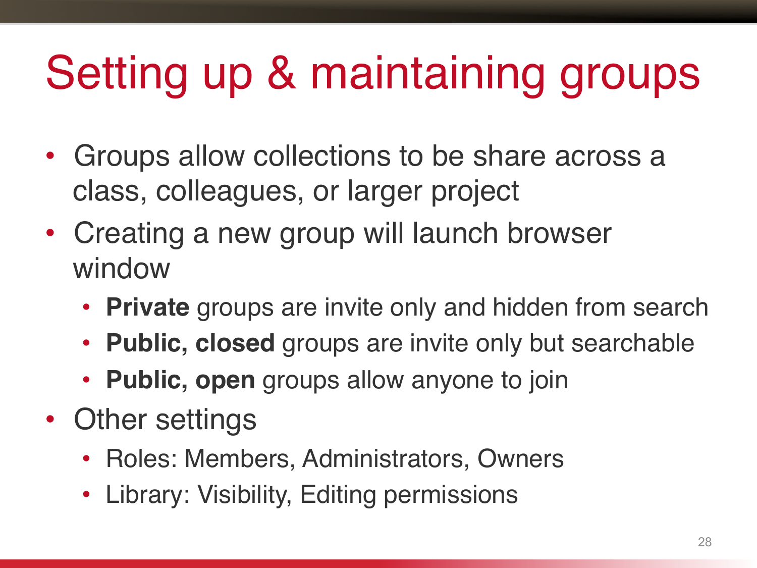# Setting up & maintaining groups

- Groups allow collections to be share across a class, colleagues, or larger project
- Creating a new group will launch browser window
  - **Private** groups are invite only and hidden from search
  - **Public, closed** groups are invite only but searchable
  - **Public, open** groups allow anyone to join
- Other settings
  - Roles: Members, Administrators, Owners
  - Library: Visibility, Editing permissions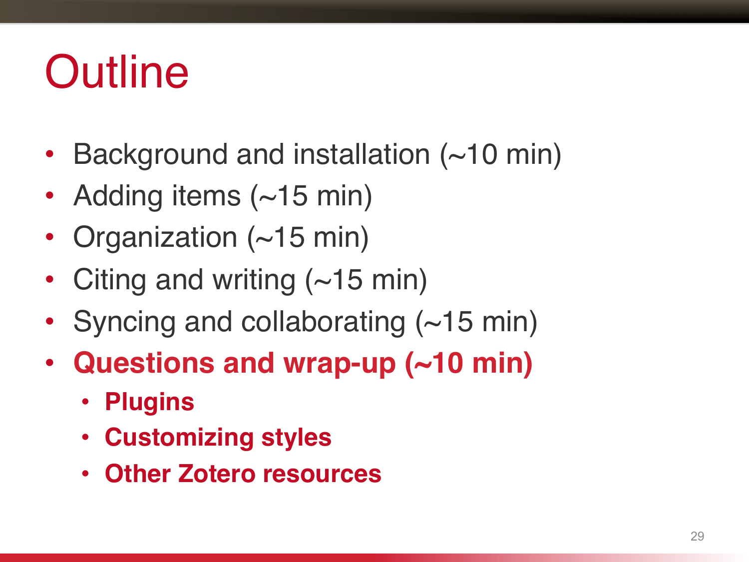# Outline

- Background and installation (~10 min)
- Adding items (~15 min)
- Organization (~15 min)
- Citing and writing (~15 min)
- Syncing and collaborating (~15 min)
- **Questions and wrap-up (~10 min)**
  - **Plugins**
  - **Customizing styles**
  - **Other Zotero resources**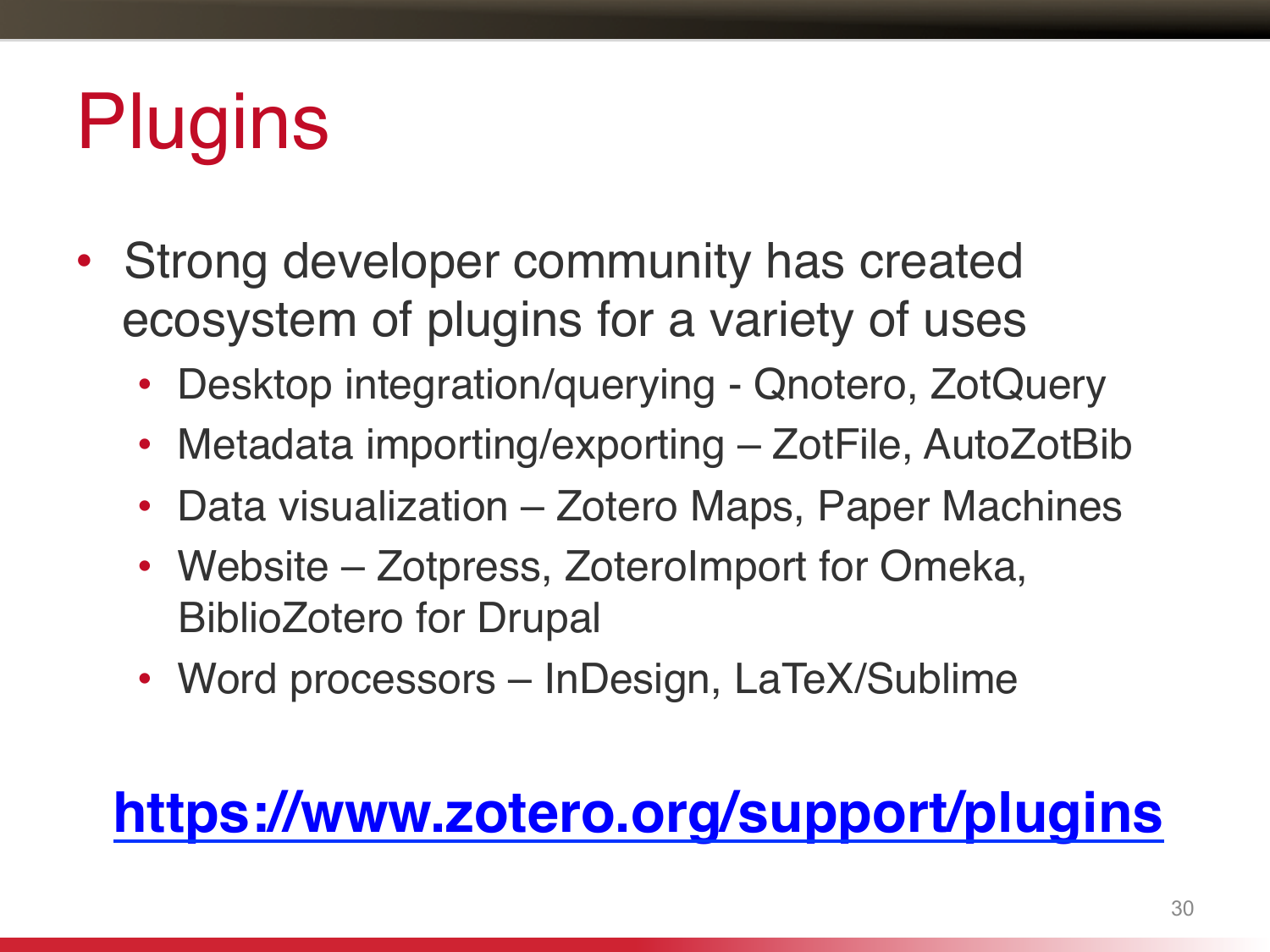# Plugins

- Strong developer community has created ecosystem of plugins for a variety of uses
  - Desktop integration/querying - Qnotero, ZotQuery
  - Metadata importing/exporting – ZotFile, AutoZotBib
  - Data visualization – Zotero Maps, Paper Machines
  - Website – Zotpress, ZoteroImport for Omeka, BiblioZotero for Drupal
  - Word processors – InDesign, LaTeX/Sublime

**https://www.zotero.org/support/plugins**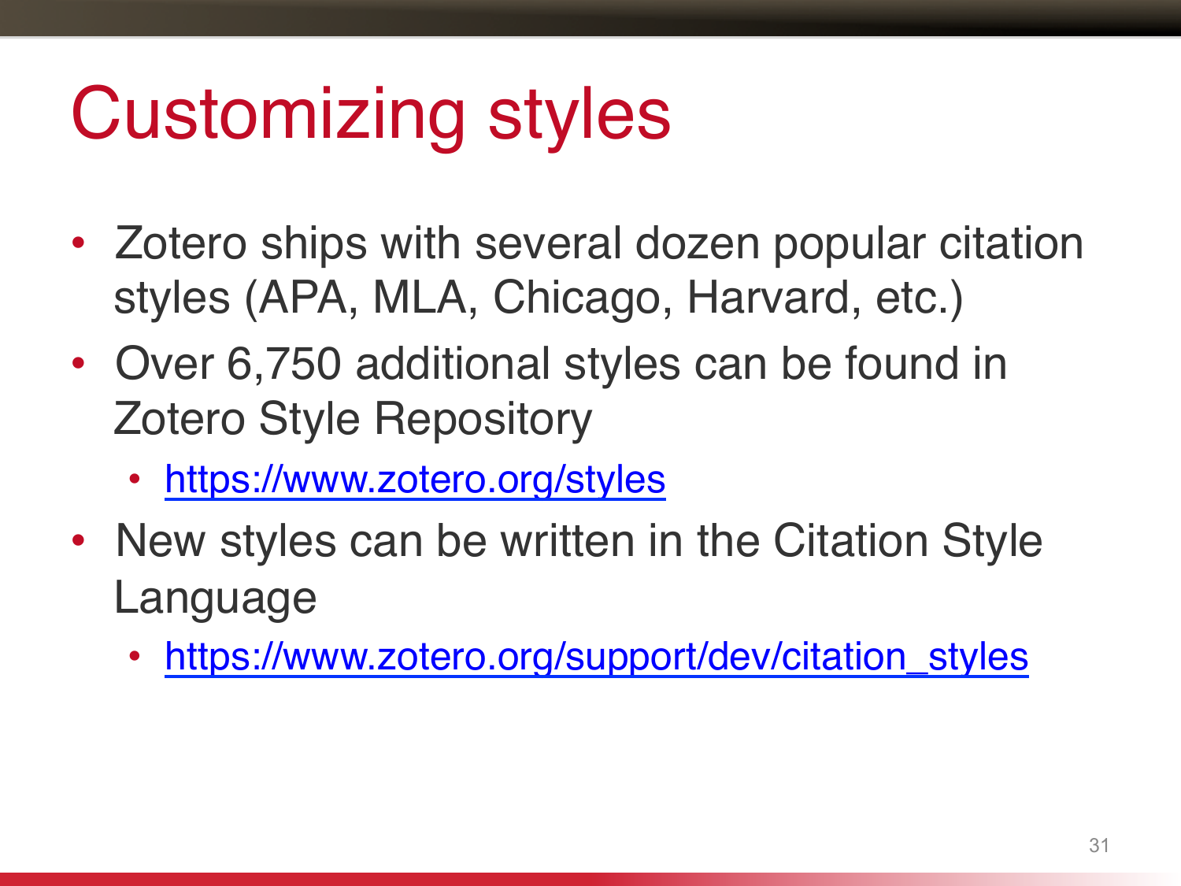# Customizing styles

- Zotero ships with several dozen popular citation styles (APA, MLA, Chicago, Harvard, etc.)
- Over 6,750 additional styles can be found in Zotero Style Repository
  - https://www.zotero.org/styles
- New styles can be written in the Citation Style Language
  - https://www.zotero.org/support/dev/citation_styles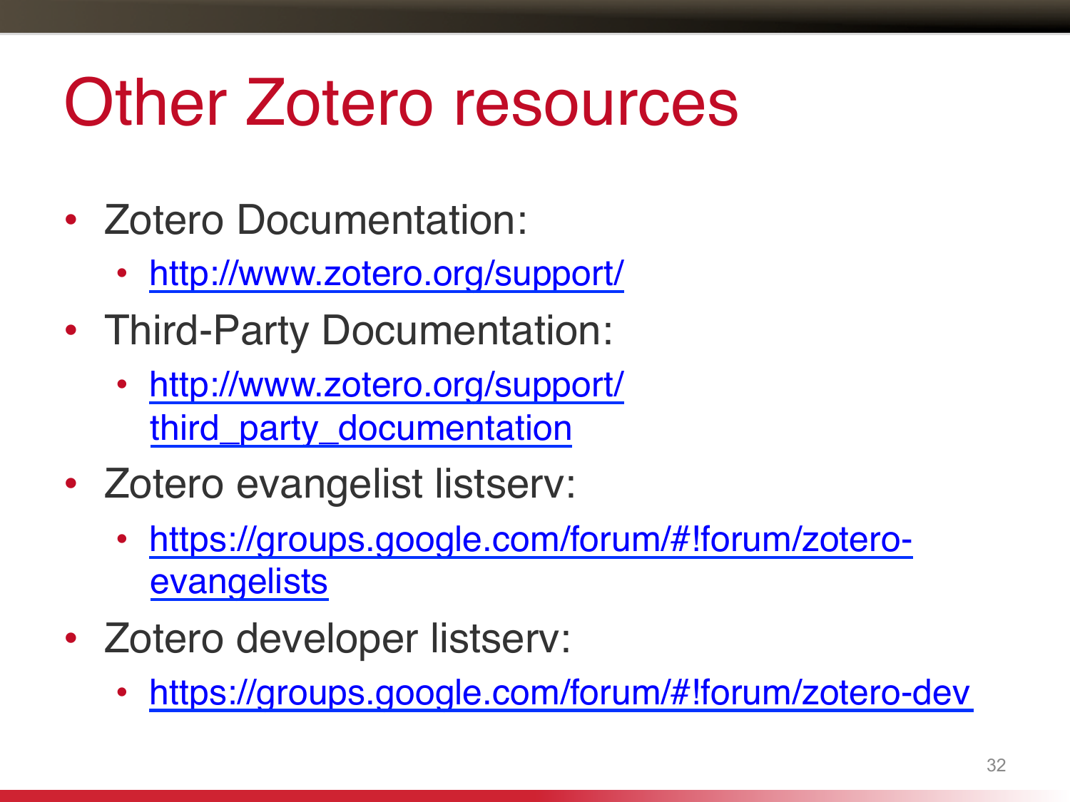# Other Zotero resources

- Zotero Documentation:
  - http://www.zotero.org/support/
- Third-Party Documentation:
  - http://www.zotero.org/support/third_party_documentation
- Zotero evangelist listserv:
  - https://groups.google.com/forum/#!forum/zotero-evangelists
- Zotero developer listserv:
  - https://groups.google.com/forum/#!forum/zotero-dev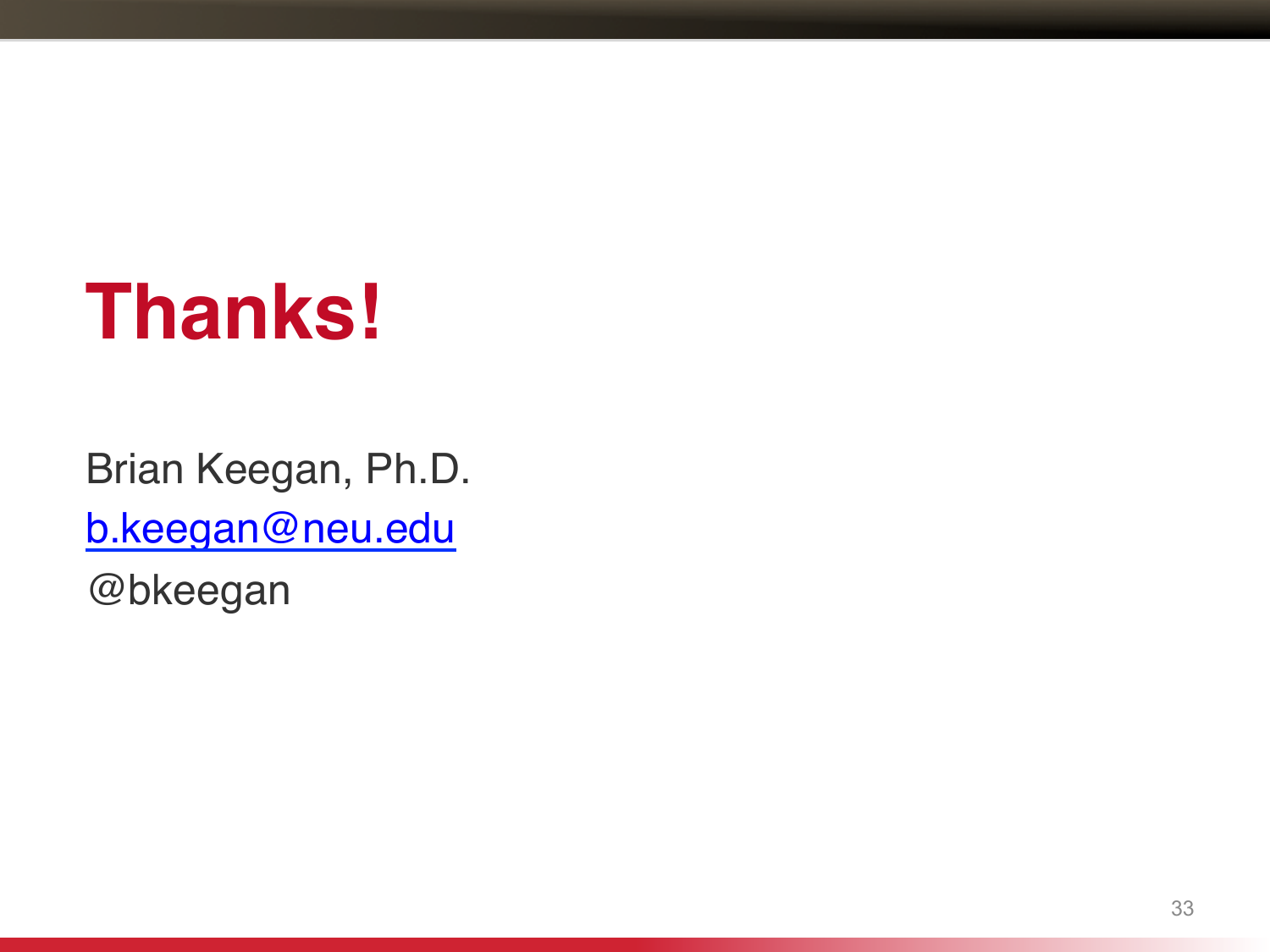# Thanks!

Brian Keegan, Ph.D.

b.keegan@neu.edu

@bkeegan